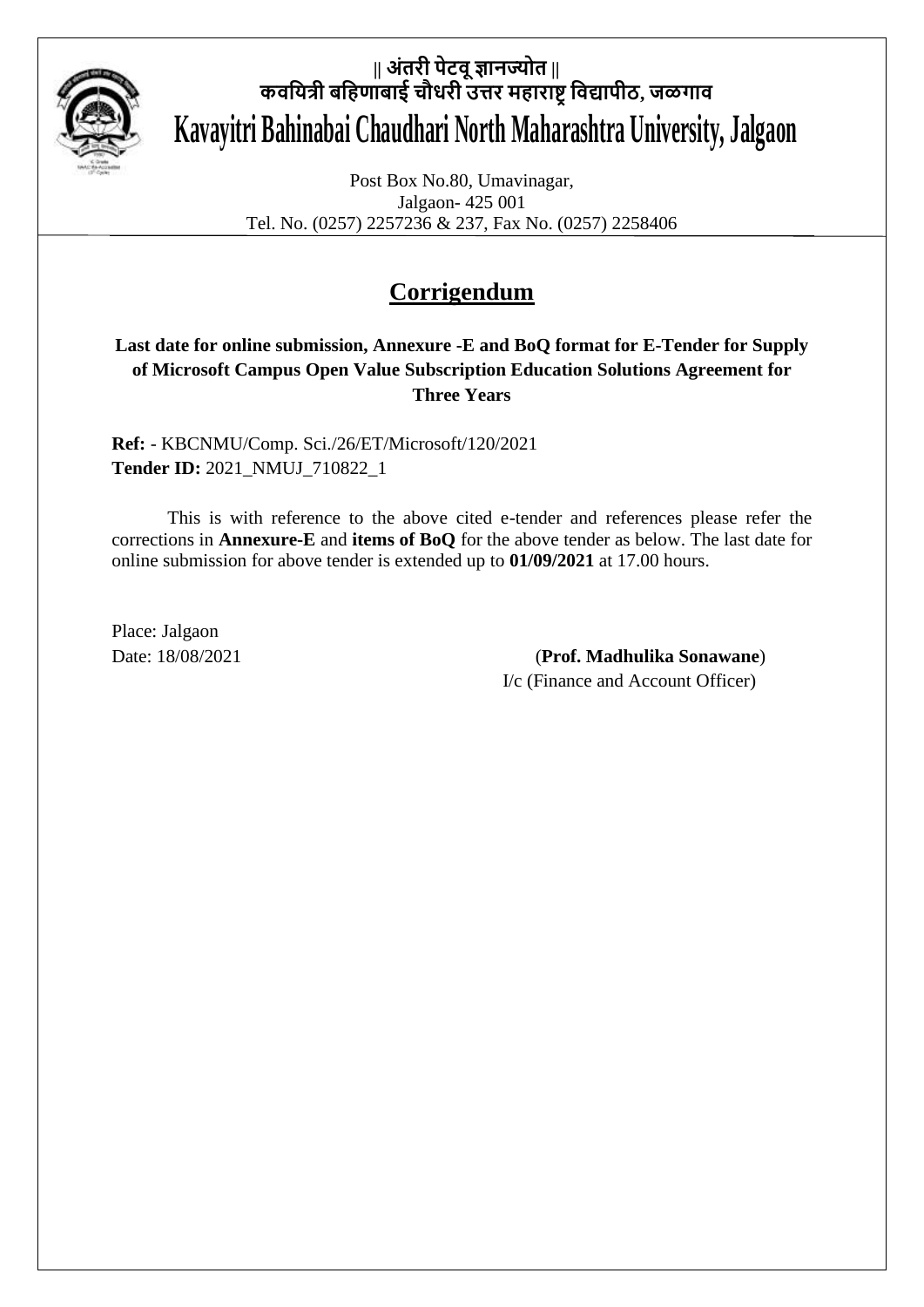|| अंतरी पेटवू ज्ञानज्योत ||

कवयित्री बहिणाबाई चौधरी उत्तर महाराष्ट्र विद्यापीठ, जळगाव

**Kavayitri Bahinabai Chaudhari North Maharashtra University, Jalgaon**

Post Box No.80, Umavinagar,
Jalgaon- 425 001
Tel. No. (0257) 2257236 & 237, Fax No. (0257) 2258406

# Corrigendum

**Last date for online submission, Annexure -E and BoQ format for E-Tender for Supply of Microsoft Campus Open Value Subscription Education Solutions Agreement for Three Years**

**Ref:** - KBCNMU/Comp. Sci./26/ET/Microsoft/120/2021
**Tender ID:** 2021_NMUJ_710822_1

This is with reference to the above cited e-tender and references please refer the corrections in **Annexure-E** and **items of BoQ** for the above tender as below. The last date for online submission for above tender is extended up to **01/09/2021** at 17.00 hours.

Place: Jalgaon
Date: 18/08/2021

(**Prof. Madhulika Sonawane**)
I/c (Finance and Account Officer)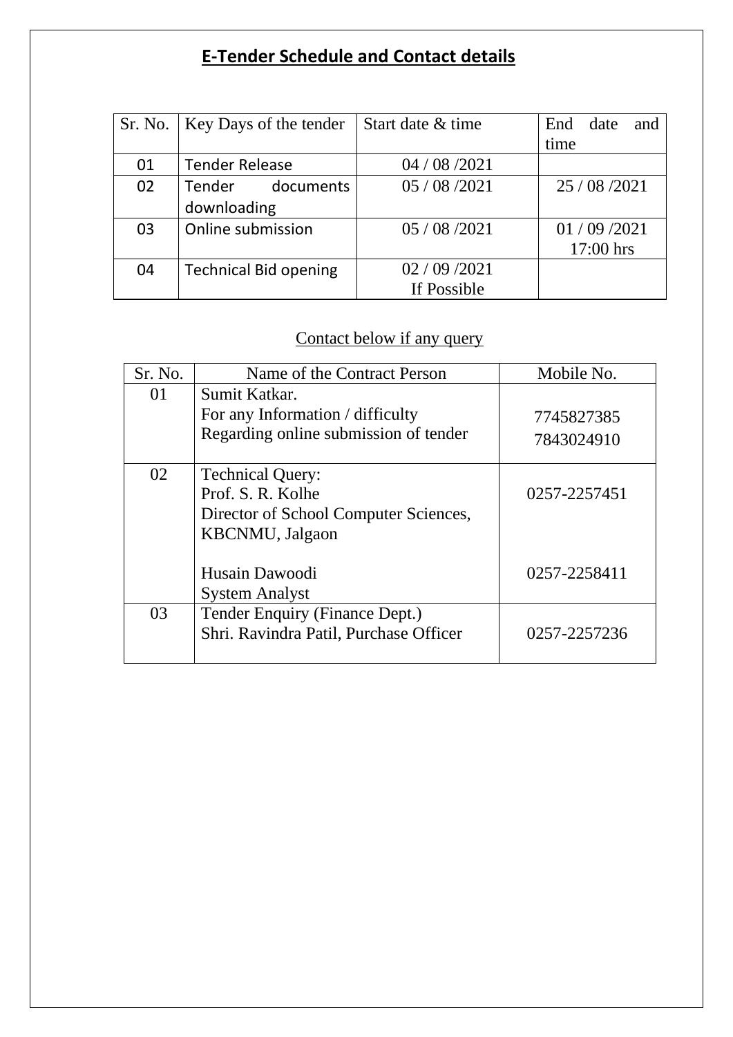# E-Tender Schedule and Contact details

| Sr. No. | Key Days of the tender | Start date & time | End date and time |
|---|---|---|---|
| 01 | Tender Release | 04 / 08 /2021 | |
| 02 | Tender documents downloading | 05 / 08 /2021 | 25 / 08 /2021 |
| 03 | Online submission | 05 / 08 /2021 | 01 / 09 /2021 17:00 hrs |
| 04 | Technical Bid opening | 02 / 09 /2021 If Possible | |

Contact below if any query

| Sr. No. | Name of the Contract Person | Mobile No. |
|---|---|---|
| 01 | Sumit Katkar. For any Information / difficulty Regarding online submission of tender | 7745827385 7843024910 |
| 02 | Technical Query: Prof. S. R. Kolhe Director of School Computer Sciences, KBCNMU, Jalgaon | 0257-2257451 |
| | Husain Dawoodi System Analyst | 0257-2258411 |
| 03 | Tender Enquiry (Finance Dept.) Shri. Ravindra Patil, Purchase Officer | 0257-2257236 |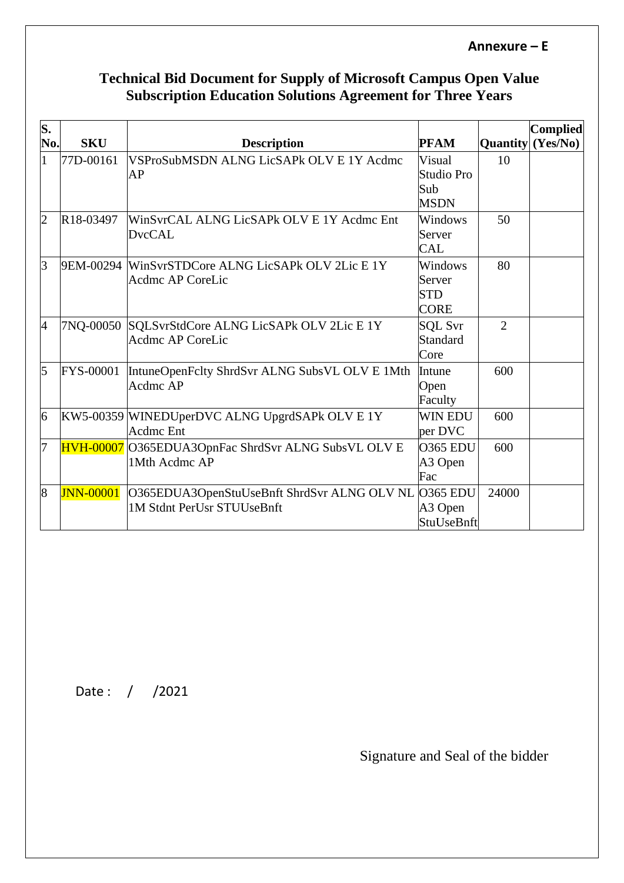**Annexure – E**

## Technical Bid Document for Supply of Microsoft Campus Open Value Subscription Education Solutions Agreement for Three Years

| S. No. | SKU | Description | PFAM | Quantity | Complied (Yes/No) |
|---|---|---|---|---|---|
| 1 | 77D-00161 | VSProSubMSDN ALNG LicSAPk OLV E 1Y Acdmc AP | Visual Studio Pro Sub MSDN | 10 | |
| 2 | R18-03497 | WinSvrCAL ALNG LicSAPk OLV E 1Y Acdmc Ent DvcCAL | Windows Server CAL | 50 | |
| 3 | 9EM-00294 | WinSvrSTDCore ALNG LicSAPk OLV 2Lic E 1Y Acdmc AP CoreLic | Windows Server STD CORE | 80 | |
| 4 | 7NQ-00050 | SQLSvrStdCore ALNG LicSAPk OLV 2Lic E 1Y Acdmc AP CoreLic | SQL Svr Standard Core | 2 | |
| 5 | FYS-00001 | IntuneOpenFclty ShrdSvr ALNG SubsVL OLV E 1Mth Acdmc AP | Intune Open Faculty | 600 | |
| 6 | KW5-00359 | WINEDUperDVC ALNG UpgrdSAPk OLV E 1Y Acdmc Ent | WIN EDU per DVC | 600 | |
| 7 | HVH-00007 | O365EDUA3OpnFac ShrdSvr ALNG SubsVL OLV E 1Mth Acdmc AP | O365 EDU A3 Open Fac | 600 | |
| 8 | JNN-00001 | O365EDUA3OpenStuUseBnft ShrdSvr ALNG OLV NL 1M Stdnt PerUsr STUUseBnft | O365 EDU A3 Open StuUseBnft | 24000 | |

Date :    /    /2021

Signature and Seal of the bidder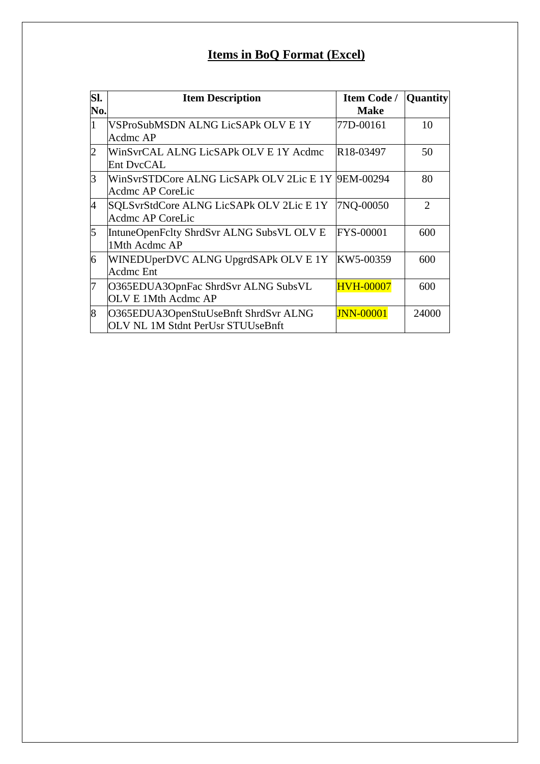## Items in BoQ Format (Excel)

| Sl. No. | Item Description | Item Code / Make | Quantity |
|---|---|---|---|
| 1 | VSProSubMSDN ALNG LicSAPk OLV E 1Y Acdmc AP | 77D-00161 | 10 |
| 2 | WinSvrCAL ALNG LicSAPk OLV E 1Y Acdmc Ent DvcCAL | R18-03497 | 50 |
| 3 | WinSvrSTDCore ALNG LicSAPk OLV 2Lic E 1Y Acdmc AP CoreLic | 9EM-00294 | 80 |
| 4 | SQLSvrStdCore ALNG LicSAPk OLV 2Lic E 1Y Acdmc AP CoreLic | 7NQ-00050 | 2 |
| 5 | IntuneOpenFclty ShrdSvr ALNG SubsVL OLV E 1Mth Acdmc AP | FYS-00001 | 600 |
| 6 | WINEDUperDVC ALNG UpgrdSAPk OLV E 1Y Acdmc Ent | KW5-00359 | 600 |
| 7 | O365EDUA3OpnFac ShrdSvr ALNG SubsVL OLV E 1Mth Acdmc AP | HVH-00007 | 600 |
| 8 | O365EDUA3OpenStuUseBnft ShrdSvr ALNG OLV NL 1M Stdnt PerUsr STUUseBnft | JNN-00001 | 24000 |